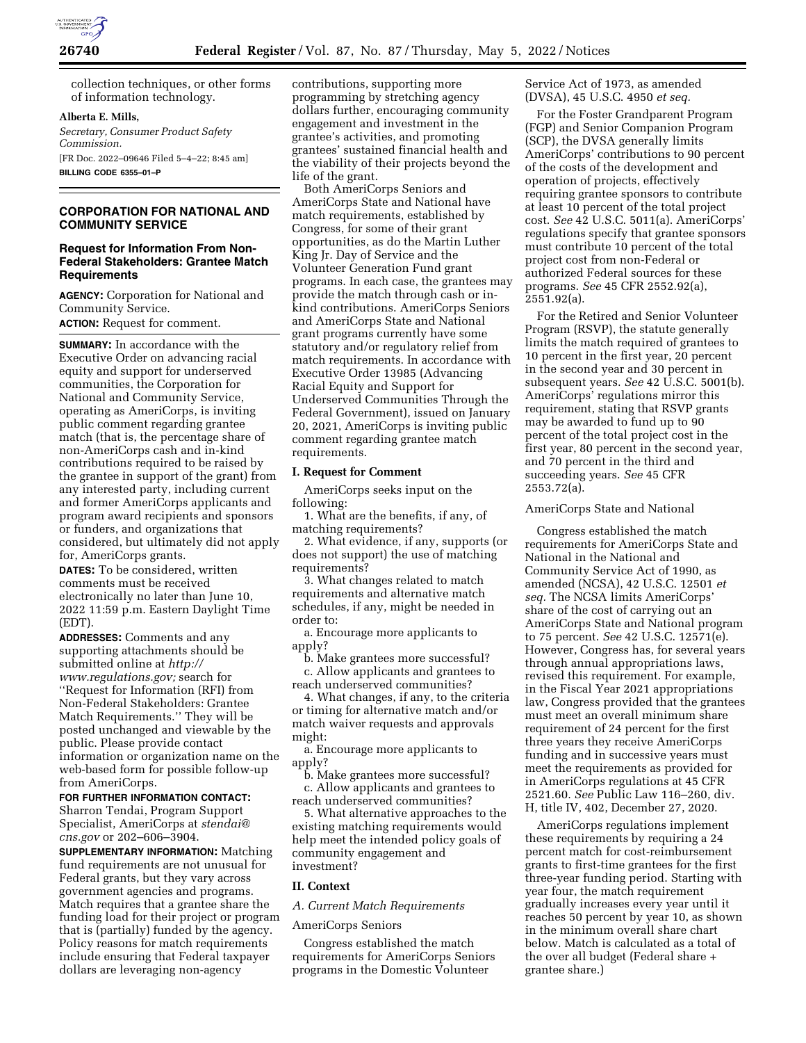collection techniques, or other forms of information technology.

**Alberta E. Mills,**

*Secretary, Consumer Product Safety Commission.*

[FR Doc. 2022–09646 Filed 5–4–22; 8:45 am]

**BILLING CODE 6355–01–P**

## CORPORATION FOR NATIONAL AND COMMUNITY SERVICE

### Request for Information From Non-Federal Stakeholders: Grantee Match Requirements

**AGENCY:** Corporation for National and Community Service.

**ACTION:** Request for comment.

**SUMMARY:** In accordance with the Executive Order on advancing racial equity and support for underserved communities, the Corporation for National and Community Service, operating as AmeriCorps, is inviting public comment regarding grantee match (that is, the percentage share of non-AmeriCorps cash and in-kind contributions required to be raised by the grantee in support of the grant) from any interested party, including current and former AmeriCorps applicants and program award recipients and sponsors or funders, and organizations that considered, but ultimately did not apply for, AmeriCorps grants.

**DATES:** To be considered, written comments must be received electronically no later than June 10, 2022 11:59 p.m. Eastern Daylight Time (EDT).

**ADDRESSES:** Comments and any supporting attachments should be submitted online at *http://www.regulations.gov;* search for "Request for Information (RFI) from Non-Federal Stakeholders: Grantee Match Requirements." They will be posted unchanged and viewable by the public. Please provide contact information or organization name on the web-based form for possible follow-up from AmeriCorps.

**FOR FURTHER INFORMATION CONTACT:** Sharron Tendai, Program Support Specialist, AmeriCorps at *stendai@cns.gov* or 202–606–3904.

**SUPPLEMENTARY INFORMATION:** Matching fund requirements are not unusual for Federal grants, but they vary across government agencies and programs. Match requires that a grantee share the funding load for their project or program that is (partially) funded by the agency. Policy reasons for match requirements include ensuring that Federal taxpayer dollars are leveraging non-agency contributions, supporting more programming by stretching agency dollars further, encouraging community engagement and investment in the grantee's activities, and promoting grantees' sustained financial health and the viability of their projects beyond the life of the grant.

Both AmeriCorps Seniors and AmeriCorps State and National have match requirements, established by Congress, for some of their grant opportunities, as do the Martin Luther King Jr. Day of Service and the Volunteer Generation Fund grant programs. In each case, the grantees may provide the match through cash or in-kind contributions. AmeriCorps Seniors and AmeriCorps State and National grant programs currently have some statutory and/or regulatory relief from match requirements. In accordance with Executive Order 13985 (Advancing Racial Equity and Support for Underserved Communities Through the Federal Government), issued on January 20, 2021, AmeriCorps is inviting public comment regarding grantee match requirements.

### I. Request for Comment

AmeriCorps seeks input on the following:

1. What are the benefits, if any, of matching requirements?

2. What evidence, if any, supports (or does not support) the use of matching requirements?

3. What changes related to match requirements and alternative match schedules, if any, might be needed in order to:

a. Encourage more applicants to apply?

b. Make grantees more successful?

c. Allow applicants and grantees to reach underserved communities?

4. What changes, if any, to the criteria or timing for alternative match and/or match waiver requests and approvals might:

a. Encourage more applicants to apply?

b. Make grantees more successful?

c. Allow applicants and grantees to reach underserved communities?

5. What alternative approaches to the existing matching requirements would help meet the intended policy goals of community engagement and investment?

### II. Context

*A. Current Match Requirements*

AmeriCorps Seniors

Congress established the match requirements for AmeriCorps Seniors programs in the Domestic Volunteer Service Act of 1973, as amended (DVSA), 45 U.S.C. 4950 *et seq.*

For the Foster Grandparent Program (FGP) and Senior Companion Program (SCP), the DVSA generally limits AmeriCorps' contributions to 90 percent of the costs of the development and operation of projects, effectively requiring grantee sponsors to contribute at least 10 percent of the total project cost. *See* 42 U.S.C. 5011(a). AmeriCorps' regulations specify that grantee sponsors must contribute 10 percent of the total project cost from non-Federal or authorized Federal sources for these programs. *See* 45 CFR 2552.92(a), 2551.92(a).

For the Retired and Senior Volunteer Program (RSVP), the statute generally limits the match required of grantees to 10 percent in the first year, 20 percent in the second year and 30 percent in subsequent years. *See* 42 U.S.C. 5001(b). AmeriCorps' regulations mirror this requirement, stating that RSVP grants may be awarded to fund up to 90 percent of the total project cost in the first year, 80 percent in the second year, and 70 percent in the third and succeeding years. *See* 45 CFR 2553.72(a).

AmeriCorps State and National

Congress established the match requirements for AmeriCorps State and National in the National and Community Service Act of 1990, as amended (NCSA), 42 U.S.C. 12501 *et seq.* The NCSA limits AmeriCorps' share of the cost of carrying out an AmeriCorps State and National program to 75 percent. *See* 42 U.S.C. 12571(e). However, Congress has, for several years through annual appropriations laws, revised this requirement. For example, in the Fiscal Year 2021 appropriations law, Congress provided that the grantees must meet an overall minimum share requirement of 24 percent for the first three years they receive AmeriCorps funding and in successive years must meet the requirements as provided for in AmeriCorps regulations at 45 CFR 2521.60. *See* Public Law 116–260, div. H, title IV, 402, December 27, 2020.

AmeriCorps regulations implement these requirements by requiring a 24 percent match for cost-reimbursement grants to first-time grantees for the first three-year funding period. Starting with year four, the match requirement gradually increases every year until it reaches 50 percent by year 10, as shown in the minimum overall share chart below. Match is calculated as a total of the over all budget (Federal share + grantee share.)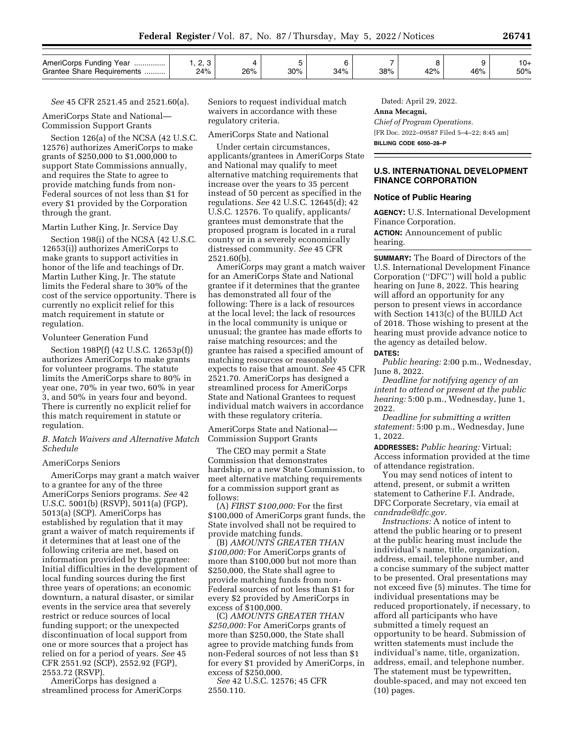| | | | | | | | |
|---|---|---|---|---|---|---|---|
| AmeriCorps Funding Year .............. | 1, 2, 3 | 4 | 5 | 6 | 7 | 8 | 9 | 10+ |
| Grantee Share Requirements .......... | 24% | 26% | 30% | 34% | 38% | 42% | 46% | 50% |

*See* 45 CFR 2521.45 and 2521.60(a).

AmeriCorps State and National—Commission Support Grants

Section 126(a) of the NCSA (42 U.S.C. 12576) authorizes AmeriCorps to make grants of $250,000 to $1,000,000 to support State Commissions annually, and requires the State to agree to provide matching funds from non-Federal sources of not less than $1 for every $1 provided by the Corporation through the grant.

Martin Luther King, Jr. Service Day

Section 198(i) of the NCSA (42 U.S.C. 12653(i)) authorizes AmeriCorps to make grants to support activities in honor of the life and teachings of Dr. Martin Luther King, Jr. The statute limits the Federal share to 30% of the cost of the service opportunity. There is currently no explicit relief for this match requirement in statute or regulation.

Volunteer Generation Fund

Section 198P(f) (42 U.S.C. 12653p(f)) authorizes AmeriCorps to make grants for volunteer programs. The statute limits the AmeriCorps share to 80% in year one, 70% in year two, 60% in year 3, and 50% in years four and beyond. There is currently no explicit relief for this match requirement in statute or regulation.

*B. Match Waivers and Alternative Match Schedule*

AmeriCorps Seniors

AmeriCorps may grant a match waiver to a grantee for any of the three AmeriCorps Seniors programs. *See* 42 U.S.C. 5001(b) (RSVP), 5011(a) (FGP), 5013(a) (SCP). AmeriCorps has established by regulation that it may grant a waiver of match requirements if it determines that at least one of the following criteria are met, based on information provided by the gprantee: Initial difficulties in the development of local funding sources during the first three years of operations; an economic downturn, a natural disaster, or similar events in the service area that severely restrict or reduce sources of local funding support; or the unexpected discontinuation of local support from one or more sources that a project has relied on for a period of years. *See* 45 CFR 2551.92 (SCP), 2552.92 (FGP), 2553.72 (RSVP).

AmeriCorps has designed a streamlined process for AmeriCorps Seniors to request individual match waivers in accordance with these regulatory criteria.

AmeriCorps State and National

Under certain circumstances, applicants/grantees in AmeriCorps State and National may qualify to meet alternative matching requirements that increase over the years to 35 percent instead of 50 percent as specified in the regulations. *See* 42 U.S.C. 12645(d); 42 U.S.C. 12576. To qualify, applicants/grantees must demonstrate that the proposed program is located in a rural county or in a severely economically distressed community. *See* 45 CFR 2521.60(b).

AmeriCorps may grant a match waiver for an AmeriCorps State and National grantee if it determines that the grantee has demonstrated all four of the following: There is a lack of resources at the local level; the lack of resources in the local community is unique or unusual; the grantee has made efforts to raise matching resources; and the grantee has raised a specified amount of matching resources or reasonably expects to raise that amount. *See* 45 CFR 2521.70. AmeriCorps has designed a streamlined process for AmeriCorps State and National Grantees to request individual match waivers in accordance with these regulatory criteria.

AmeriCorps State and National—Commission Support Grants

The CEO may permit a State Commission that demonstrates hardship, or a new State Commission, to meet alternative matching requirements for a commission support grant as follows:

(A) *FIRST $100,000:* For the first $100,000 of AmeriCorps grant funds, the State involved shall not be required to provide matching funds.

(B) *AMOUNTS GREATER THAN $100,000:* For AmeriCorps grants of more than $100,000 but not more than $250,000, the State shall agree to provide matching funds from non-Federal sources of not less than $1 for every $2 provided by AmeriCorps in excess of $100,000.

(C) *AMOUNTS GREATER THAN $250,000:* For AmeriCorps grants of more than $250,000, the State shall agree to provide matching funds from non-Federal sources of not less than $1 for every $1 provided by AmeriCorps, in excess of $250,000.

*See* 42 U.S.C. 12576; 45 CFR 2550.110.

Dated: April 29, 2022.

**Anna Mecagni,**

*Chief of Program Operations.*

[FR Doc. 2022–09587 Filed 5–4–22; 8:45 am]

**BILLING CODE 6050–28–P**

## U.S. INTERNATIONAL DEVELOPMENT FINANCE CORPORATION

### Notice of Public Hearing

**AGENCY:** U.S. International Development Finance Corporation.

**ACTION:** Announcement of public hearing.

**SUMMARY:** The Board of Directors of the U.S. International Development Finance Corporation (''DFC'') will hold a public hearing on June 8, 2022. This hearing will afford an opportunity for any person to present views in accordance with Section 1413(c) of the BUILD Act of 2018. Those wishing to present at the hearing must provide advance notice to the agency as detailed below.

**DATES:**

*Public hearing:* 2:00 p.m., Wednesday, June 8, 2022.

*Deadline for notifying agency of an intent to attend or present at the public hearing:* 5:00 p.m., Wednesday, June 1, 2022.

*Deadline for submitting a written statement:* 5:00 p.m., Wednesday, June 1, 2022.

**ADDRESSES:** *Public hearing:* Virtual; Access information provided at the time of attendance registration.

You may send notices of intent to attend, present, or submit a written statement to Catherine F.I. Andrade, DFC Corporate Secretary, via email at *candrade@dfc.gov.*

*Instructions:* A notice of intent to attend the public hearing or to present at the public hearing must include the individual's name, title, organization, address, email, telephone number, and a concise summary of the subject matter to be presented. Oral presentations may not exceed five (5) minutes. The time for individual presentations may be reduced proportionately, if necessary, to afford all participants who have submitted a timely request an opportunity to be heard. Submission of written statements must include the individual's name, title, organization, address, email, and telephone number. The statement must be typewritten, double-spaced, and may not exceed ten (10) pages.